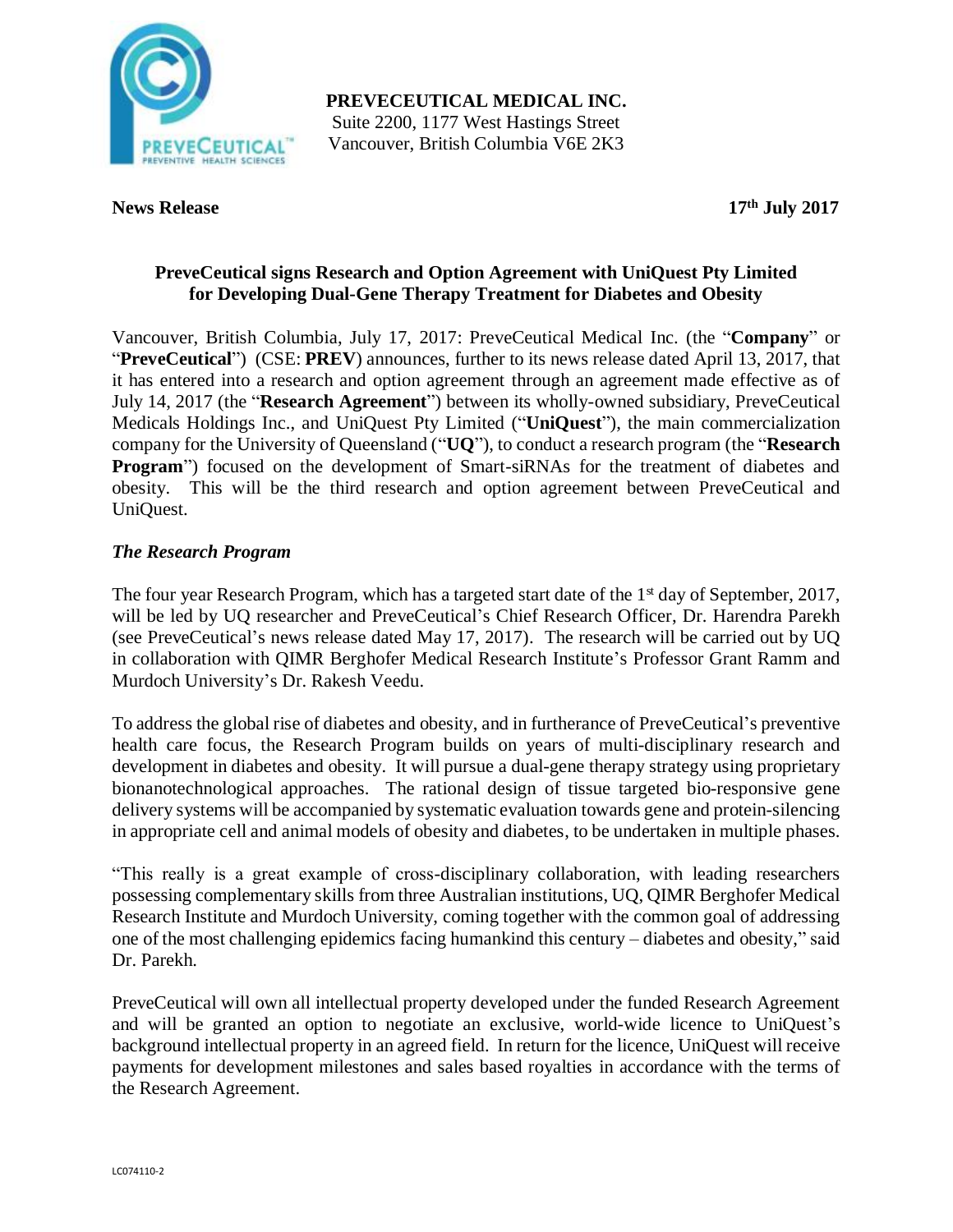**PREVECEUTICAL MEDICAL INC.**
Suite 2200, 1177 West Hastings Street
Vancouver, British Columbia V6E 2K3

**News Release** **17th July 2017**

## PreveCeutical signs Research and Option Agreement with UniQuest Pty Limited for Developing Dual-Gene Therapy Treatment for Diabetes and Obesity

Vancouver, British Columbia, July 17, 2017: PreveCeutical Medical Inc. (the "**Company**" or "**PreveCeutical**") (CSE: **PREV**) announces, further to its news release dated April 13, 2017, that it has entered into a research and option agreement through an agreement made effective as of July 14, 2017 (the "**Research Agreement**") between its wholly-owned subsidiary, PreveCeutical Medicals Holdings Inc., and UniQuest Pty Limited ("**UniQuest**"), the main commercialization company for the University of Queensland ("**UQ**"), to conduct a research program (the "**Research Program**") focused on the development of Smart-siRNAs for the treatment of diabetes and obesity. This will be the third research and option agreement between PreveCeutical and UniQuest.

### *The Research Program*

The four year Research Program, which has a targeted start date of the 1st day of September, 2017, will be led by UQ researcher and PreveCeutical's Chief Research Officer, Dr. Harendra Parekh (see PreveCeutical's news release dated May 17, 2017). The research will be carried out by UQ in collaboration with QIMR Berghofer Medical Research Institute's Professor Grant Ramm and Murdoch University's Dr. Rakesh Veedu.

To address the global rise of diabetes and obesity, and in furtherance of PreveCeutical's preventive health care focus, the Research Program builds on years of multi-disciplinary research and development in diabetes and obesity. It will pursue a dual-gene therapy strategy using proprietary bionanotechnological approaches. The rational design of tissue targeted bio-responsive gene delivery systems will be accompanied by systematic evaluation towards gene and protein-silencing in appropriate cell and animal models of obesity and diabetes, to be undertaken in multiple phases.

"This really is a great example of cross-disciplinary collaboration, with leading researchers possessing complementary skills from three Australian institutions, UQ, QIMR Berghofer Medical Research Institute and Murdoch University, coming together with the common goal of addressing one of the most challenging epidemics facing humankind this century – diabetes and obesity," said Dr. Parekh.

PreveCeutical will own all intellectual property developed under the funded Research Agreement and will be granted an option to negotiate an exclusive, world-wide licence to UniQuest's background intellectual property in an agreed field. In return for the licence, UniQuest will receive payments for development milestones and sales based royalties in accordance with the terms of the Research Agreement.

LC074110-2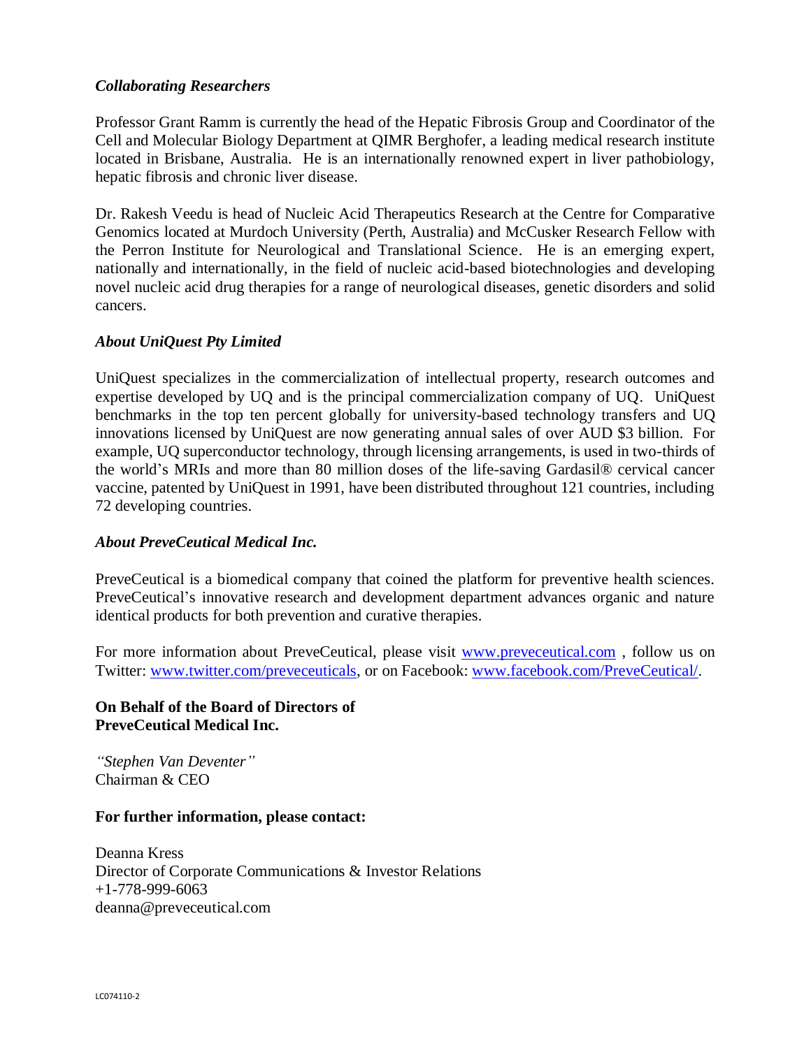### *Collaborating Researchers*

Professor Grant Ramm is currently the head of the Hepatic Fibrosis Group and Coordinator of the Cell and Molecular Biology Department at QIMR Berghofer, a leading medical research institute located in Brisbane, Australia. He is an internationally renowned expert in liver pathobiology, hepatic fibrosis and chronic liver disease.

Dr. Rakesh Veedu is head of Nucleic Acid Therapeutics Research at the Centre for Comparative Genomics located at Murdoch University (Perth, Australia) and McCusker Research Fellow with the Perron Institute for Neurological and Translational Science. He is an emerging expert, nationally and internationally, in the field of nucleic acid-based biotechnologies and developing novel nucleic acid drug therapies for a range of neurological diseases, genetic disorders and solid cancers.

### *About UniQuest Pty Limited*

UniQuest specializes in the commercialization of intellectual property, research outcomes and expertise developed by UQ and is the principal commercialization company of UQ. UniQuest benchmarks in the top ten percent globally for university-based technology transfers and UQ innovations licensed by UniQuest are now generating annual sales of over AUD $3 billion. For example, UQ superconductor technology, through licensing arrangements, is used in two-thirds of the world's MRIs and more than 80 million doses of the life-saving Gardasil® cervical cancer vaccine, patented by UniQuest in 1991, have been distributed throughout 121 countries, including 72 developing countries.

### *About PreveCeutical Medical Inc.*

PreveCeutical is a biomedical company that coined the platform for preventive health sciences. PreveCeutical's innovative research and development department advances organic and nature identical products for both prevention and curative therapies.

For more information about PreveCeutical, please visit [www.preveceutical.com](www.preveceutical.com) , follow us on Twitter: [www.twitter.com/preveceuticals](www.twitter.com/preveceuticals), or on Facebook: [www.facebook.com/PreveCeutical/](www.facebook.com/PreveCeutical/).

**On Behalf of the Board of Directors of**
**PreveCeutical Medical Inc.**

*"Stephen Van Deventer"*
Chairman & CEO

**For further information, please contact:**

Deanna Kress
Director of Corporate Communications & Investor Relations
+1-778-999-6063
deanna@preveceutical.com

LC074110-2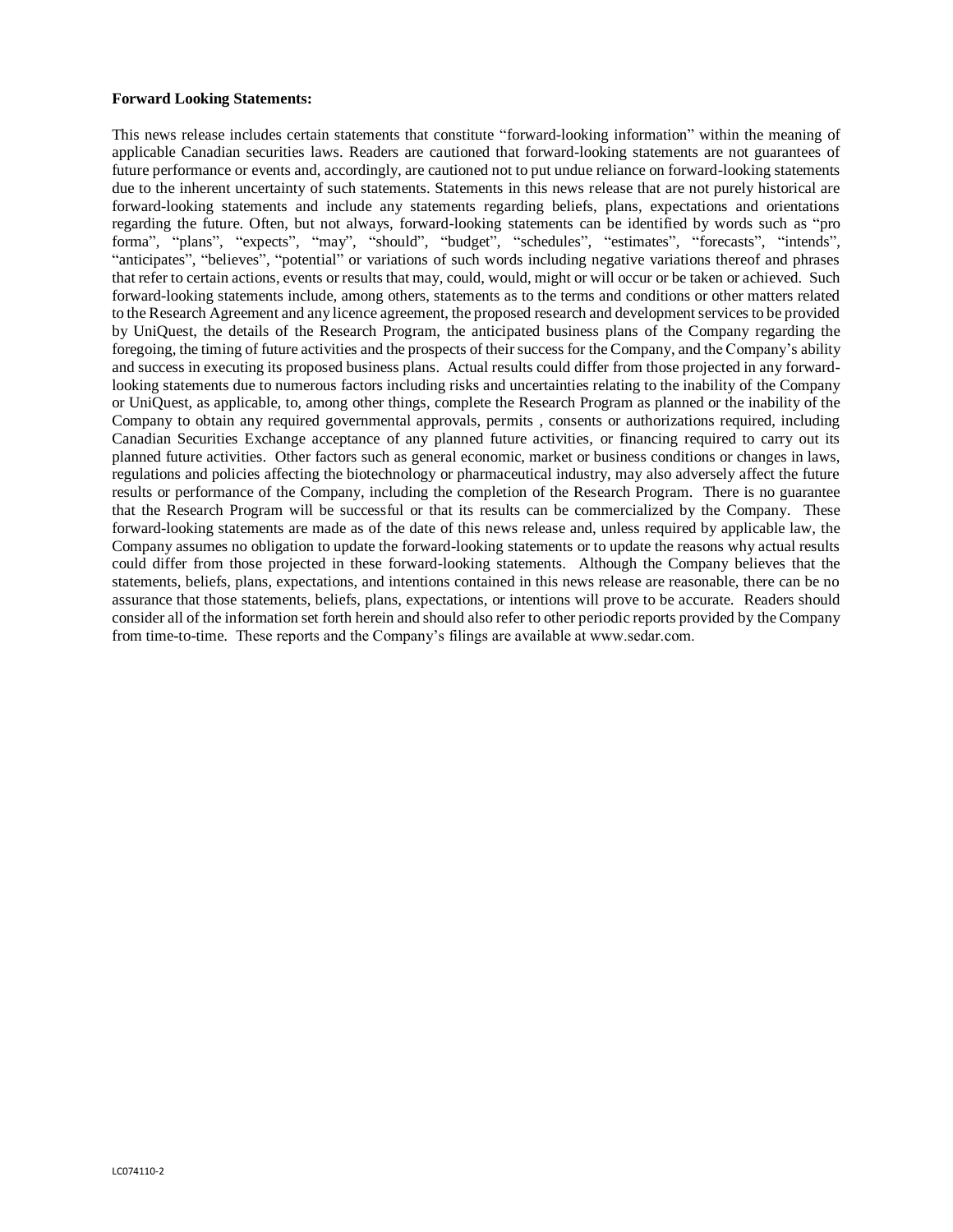**Forward Looking Statements:**

This news release includes certain statements that constitute "forward-looking information" within the meaning of applicable Canadian securities laws. Readers are cautioned that forward-looking statements are not guarantees of future performance or events and, accordingly, are cautioned not to put undue reliance on forward-looking statements due to the inherent uncertainty of such statements. Statements in this news release that are not purely historical are forward-looking statements and include any statements regarding beliefs, plans, expectations and orientations regarding the future. Often, but not always, forward-looking statements can be identified by words such as "pro forma", "plans", "expects", "may", "should", "budget", "schedules", "estimates", "forecasts", "intends", "anticipates", "believes", "potential" or variations of such words including negative variations thereof and phrases that refer to certain actions, events or results that may, could, would, might or will occur or be taken or achieved. Such forward-looking statements include, among others, statements as to the terms and conditions or other matters related to the Research Agreement and any licence agreement, the proposed research and development services to be provided by UniQuest, the details of the Research Program, the anticipated business plans of the Company regarding the foregoing, the timing of future activities and the prospects of their success for the Company, and the Company's ability and success in executing its proposed business plans. Actual results could differ from those projected in any forward-looking statements due to numerous factors including risks and uncertainties relating to the inability of the Company or UniQuest, as applicable, to, among other things, complete the Research Program as planned or the inability of the Company to obtain any required governmental approvals, permits , consents or authorizations required, including Canadian Securities Exchange acceptance of any planned future activities, or financing required to carry out its planned future activities. Other factors such as general economic, market or business conditions or changes in laws, regulations and policies affecting the biotechnology or pharmaceutical industry, may also adversely affect the future results or performance of the Company, including the completion of the Research Program. There is no guarantee that the Research Program will be successful or that its results can be commercialized by the Company. These forward-looking statements are made as of the date of this news release and, unless required by applicable law, the Company assumes no obligation to update the forward-looking statements or to update the reasons why actual results could differ from those projected in these forward-looking statements. Although the Company believes that the statements, beliefs, plans, expectations, and intentions contained in this news release are reasonable, there can be no assurance that those statements, beliefs, plans, expectations, or intentions will prove to be accurate. Readers should consider all of the information set forth herein and should also refer to other periodic reports provided by the Company from time-to-time. These reports and the Company's filings are available at www.sedar.com.

LC074110-2